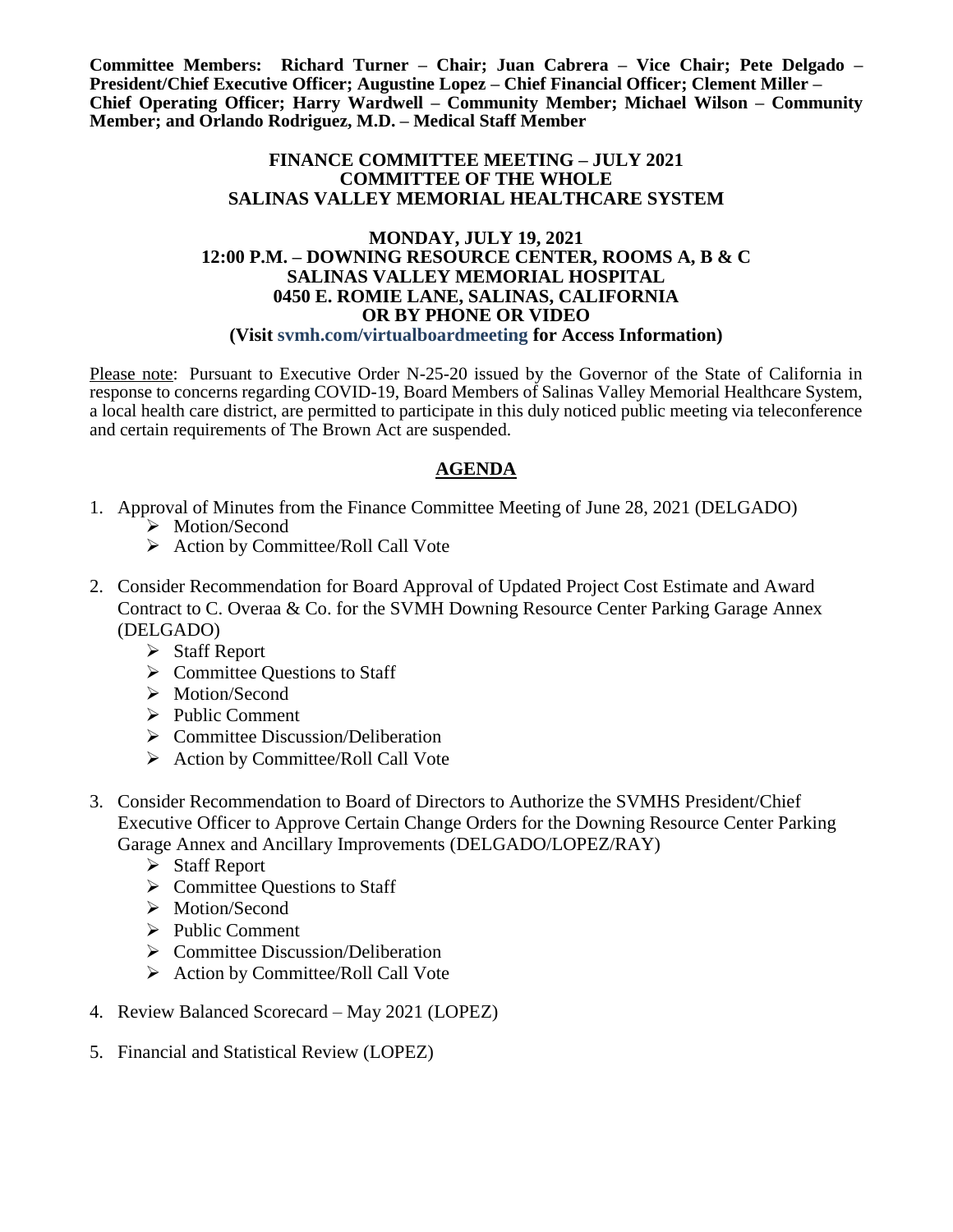**Committee Members: Richard Turner – Chair; Juan Cabrera – Vice Chair; Pete Delgado – President/Chief Executive Officer; Augustine Lopez – Chief Financial Officer; Clement Miller – Chief Operating Officer; Harry Wardwell – Community Member; Michael Wilson – Community Member; and Orlando Rodriguez, M.D. – Medical Staff Member**

**FINANCE COMMITTEE MEETING – JULY 2021**
**COMMITTEE OF THE WHOLE**
**SALINAS VALLEY MEMORIAL HEALTHCARE SYSTEM**

**MONDAY, JULY 19, 2021**
**12:00 P.M. – DOWNING RESOURCE CENTER, ROOMS A, B & C**
**SALINAS VALLEY MEMORIAL HOSPITAL**
**0450 E. ROMIE LANE, SALINAS, CALIFORNIA**
**OR BY PHONE OR VIDEO**
**(Visit svmh.com/virtualboardmeeting for Access Information)**

Please note: Pursuant to Executive Order N-25-20 issued by the Governor of the State of California in response to concerns regarding COVID-19, Board Members of Salinas Valley Memorial Healthcare System, a local health care district, are permitted to participate in this duly noticed public meeting via teleconference and certain requirements of The Brown Act are suspended.

## AGENDA

1. Approval of Minutes from the Finance Committee Meeting of June 28, 2021 (DELGADO)
   - Motion/Second
   - Action by Committee/Roll Call Vote

2. Consider Recommendation for Board Approval of Updated Project Cost Estimate and Award Contract to C. Overaa & Co. for the SVMH Downing Resource Center Parking Garage Annex (DELGADO)
   - Staff Report
   - Committee Questions to Staff
   - Motion/Second
   - Public Comment
   - Committee Discussion/Deliberation
   - Action by Committee/Roll Call Vote

3. Consider Recommendation to Board of Directors to Authorize the SVMHS President/Chief Executive Officer to Approve Certain Change Orders for the Downing Resource Center Parking Garage Annex and Ancillary Improvements (DELGADO/LOPEZ/RAY)
   - Staff Report
   - Committee Questions to Staff
   - Motion/Second
   - Public Comment
   - Committee Discussion/Deliberation
   - Action by Committee/Roll Call Vote

4. Review Balanced Scorecard – May 2021 (LOPEZ)

5. Financial and Statistical Review (LOPEZ)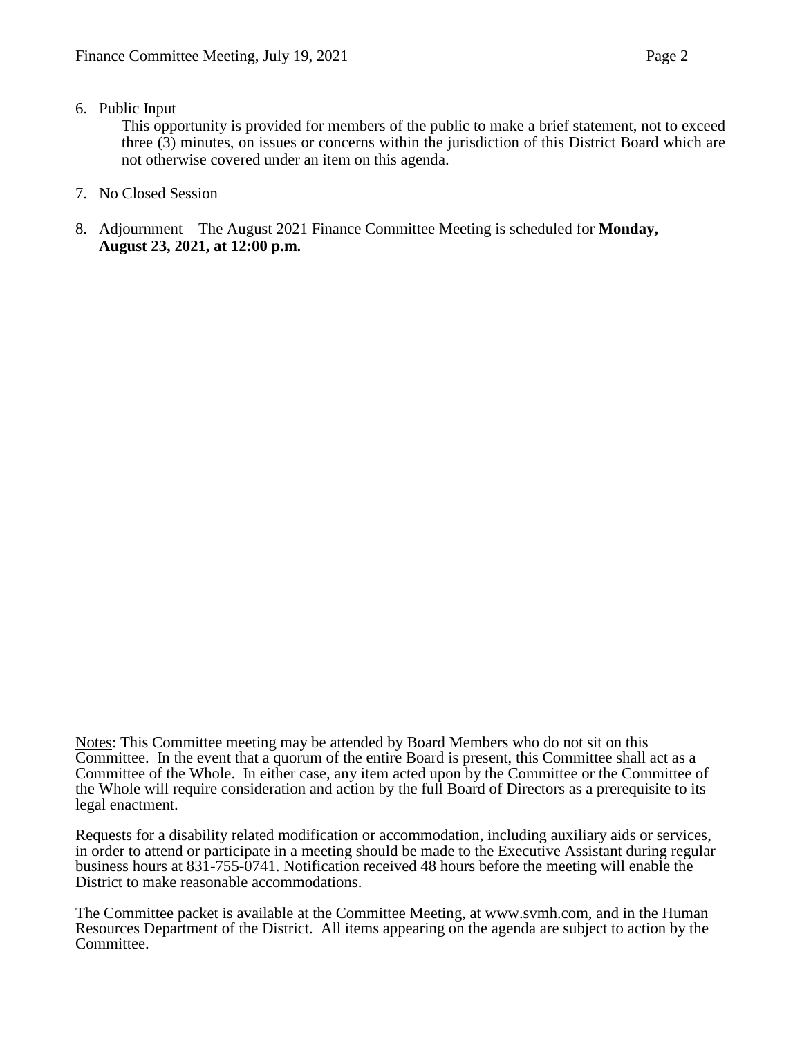6. Public Input

   This opportunity is provided for members of the public to make a brief statement, not to exceed three (3) minutes, on issues or concerns within the jurisdiction of this District Board which are not otherwise covered under an item on this agenda.

7. No Closed Session

8. Adjournment – The August 2021 Finance Committee Meeting is scheduled for **Monday, August 23, 2021, at 12:00 p.m.**

Notes: This Committee meeting may be attended by Board Members who do not sit on this Committee. In the event that a quorum of the entire Board is present, this Committee shall act as a Committee of the Whole. In either case, any item acted upon by the Committee or the Committee of the Whole will require consideration and action by the full Board of Directors as a prerequisite to its legal enactment.

Requests for a disability related modification or accommodation, including auxiliary aids or services, in order to attend or participate in a meeting should be made to the Executive Assistant during regular business hours at 831-755-0741. Notification received 48 hours before the meeting will enable the District to make reasonable accommodations.

The Committee packet is available at the Committee Meeting, at www.svmh.com, and in the Human Resources Department of the District. All items appearing on the agenda are subject to action by the Committee.